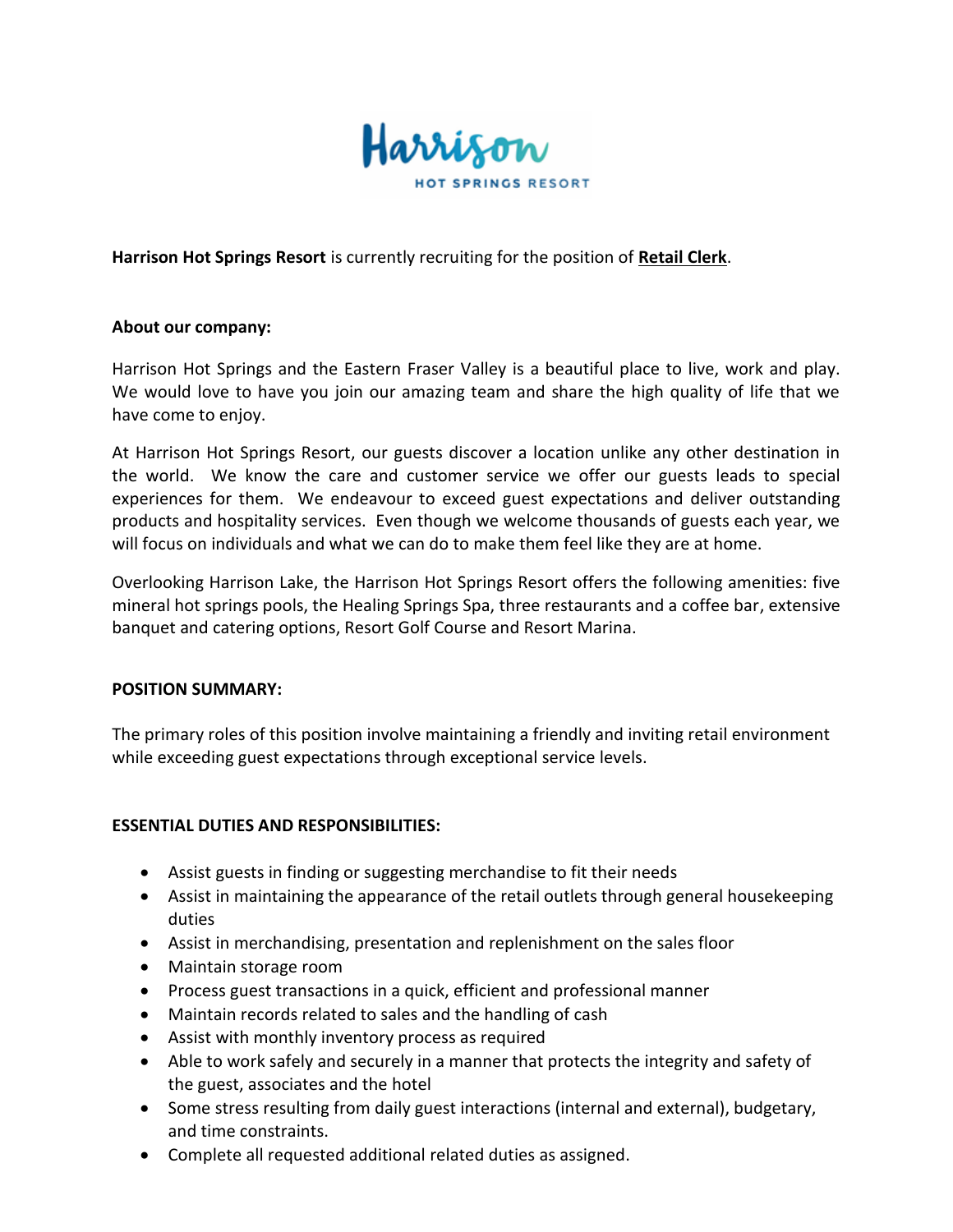Harrison
HOT SPRINGS RESORT

**Harrison Hot Springs Resort** is currently recruiting for the position of **Retail Clerk**.

**About our company:**

Harrison Hot Springs and the Eastern Fraser Valley is a beautiful place to live, work and play. We would love to have you join our amazing team and share the high quality of life that we have come to enjoy.

At Harrison Hot Springs Resort, our guests discover a location unlike any other destination in the world. We know the care and customer service we offer our guests leads to special experiences for them. We endeavour to exceed guest expectations and deliver outstanding products and hospitality services. Even though we welcome thousands of guests each year, we will focus on individuals and what we can do to make them feel like they are at home.

Overlooking Harrison Lake, the Harrison Hot Springs Resort offers the following amenities: five mineral hot springs pools, the Healing Springs Spa, three restaurants and a coffee bar, extensive banquet and catering options, Resort Golf Course and Resort Marina.

**POSITION SUMMARY:**

The primary roles of this position involve maintaining a friendly and inviting retail environment while exceeding guest expectations through exceptional service levels.

**ESSENTIAL DUTIES AND RESPONSIBILITIES:**

- Assist guests in finding or suggesting merchandise to fit their needs
- Assist in maintaining the appearance of the retail outlets through general housekeeping duties
- Assist in merchandising, presentation and replenishment on the sales floor
- Maintain storage room
- Process guest transactions in a quick, efficient and professional manner
- Maintain records related to sales and the handling of cash
- Assist with monthly inventory process as required
- Able to work safely and securely in a manner that protects the integrity and safety of the guest, associates and the hotel
- Some stress resulting from daily guest interactions (internal and external), budgetary, and time constraints.
- Complete all requested additional related duties as assigned.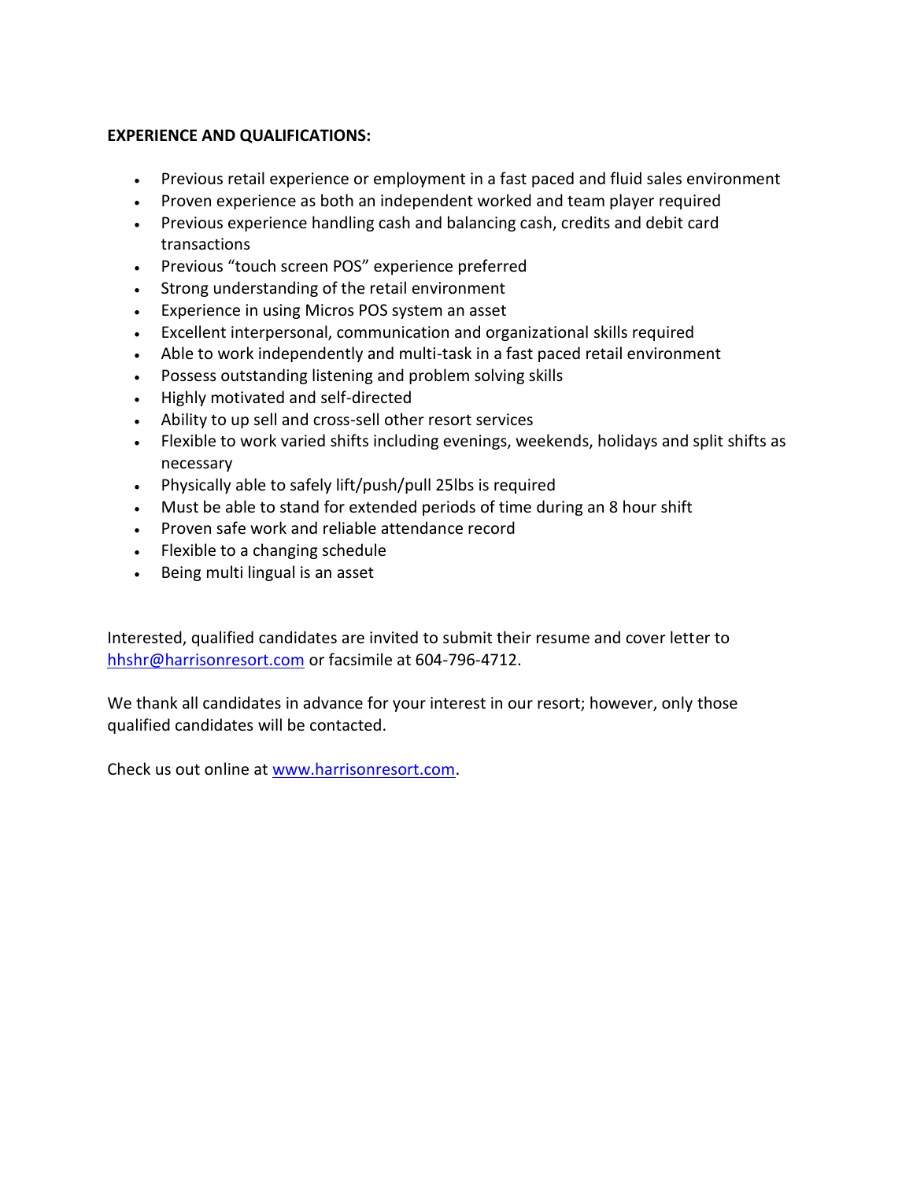**EXPERIENCE AND QUALIFICATIONS:**

- Previous retail experience or employment in a fast paced and fluid sales environment
- Proven experience as both an independent worked and team player required
- Previous experience handling cash and balancing cash, credits and debit card transactions
- Previous "touch screen POS" experience preferred
- Strong understanding of the retail environment
- Experience in using Micros POS system an asset
- Excellent interpersonal, communication and organizational skills required
- Able to work independently and multi-task in a fast paced retail environment
- Possess outstanding listening and problem solving skills
- Highly motivated and self-directed
- Ability to up sell and cross-sell other resort services
- Flexible to work varied shifts including evenings, weekends, holidays and split shifts as necessary
- Physically able to safely lift/push/pull 25lbs is required
- Must be able to stand for extended periods of time during an 8 hour shift
- Proven safe work and reliable attendance record
- Flexible to a changing schedule
- Being multi lingual is an asset

Interested, qualified candidates are invited to submit their resume and cover letter to hhshr@harrisonresort.com or facsimile at 604-796-4712.

We thank all candidates in advance for your interest in our resort; however, only those qualified candidates will be contacted.

Check us out online at www.harrisonresort.com.